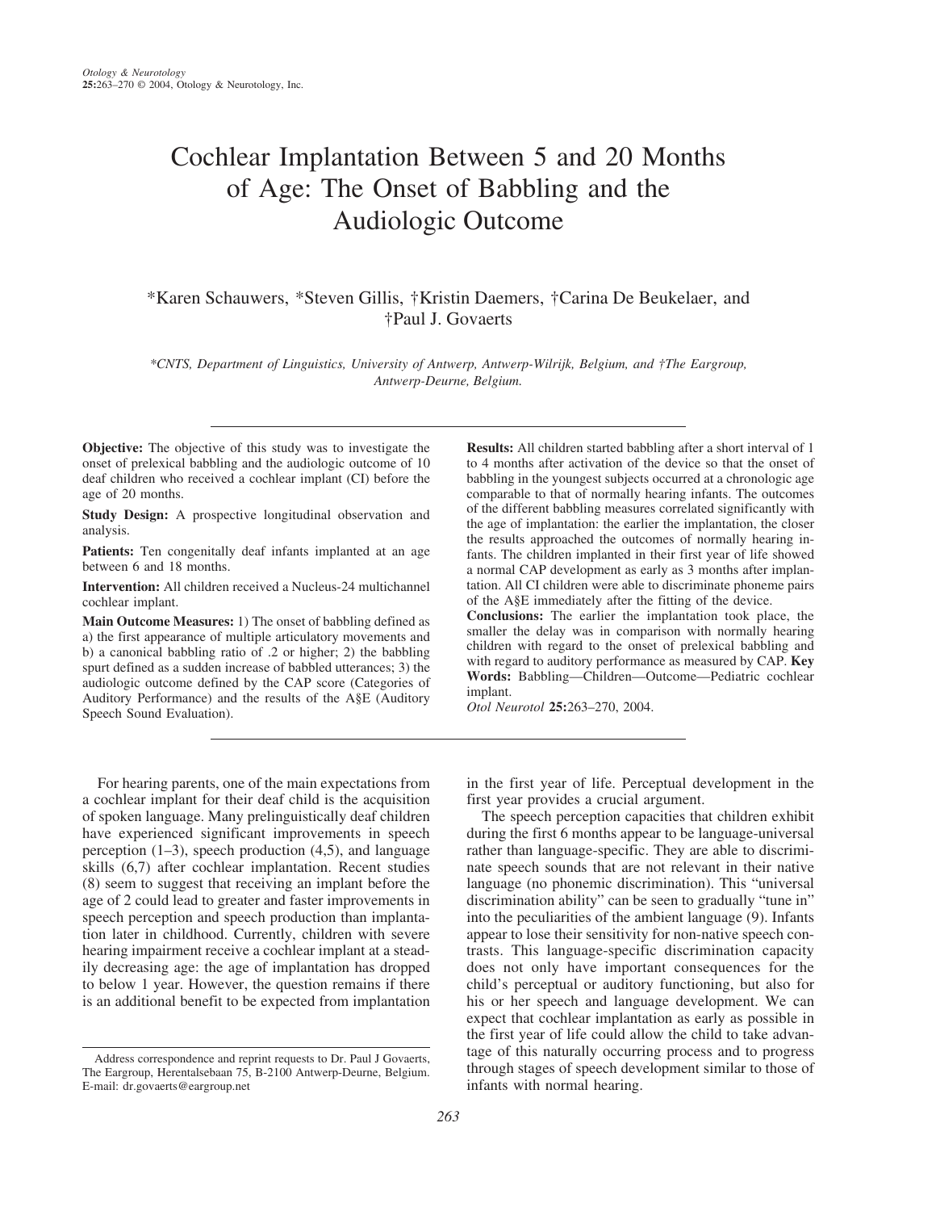# Cochlear Implantation Between 5 and 20 Months of Age: The Onset of Babbling and the Audiologic Outcome

*Karen Schauwers, *Steven Gillis, †Kristin Daemers, †Carina De Beukelaer, and †Paul J. Govaerts

*\*CNTS, Department of Linguistics, University of Antwerp, Antwerp-Wilrijk, Belgium, and †The Eargroup, Antwerp-Deurne, Belgium.*

**Objective:** The objective of this study was to investigate the onset of prelexical babbling and the audiologic outcome of 10 deaf children who received a cochlear implant (CI) before the age of 20 months.

**Study Design:** A prospective longitudinal observation and analysis.

**Patients:** Ten congenitally deaf infants implanted at an age between 6 and 18 months.

**Intervention:** All children received a Nucleus-24 multichannel cochlear implant.

**Main Outcome Measures:** 1) The onset of babbling defined as a) the first appearance of multiple articulatory movements and b) a canonical babbling ratio of .2 or higher; 2) the babbling spurt defined as a sudden increase of babbled utterances; 3) the audiologic outcome defined by the CAP score (Categories of Auditory Performance) and the results of the A§E (Auditory Speech Sound Evaluation).

**Results:** All children started babbling after a short interval of 1 to 4 months after activation of the device so that the onset of babbling in the youngest subjects occurred at a chronologic age comparable to that of normally hearing infants. The outcomes of the different babbling measures correlated significantly with the age of implantation: the earlier the implantation, the closer the results approached the outcomes of normally hearing infants. The children implanted in their first year of life showed a normal CAP development as early as 3 months after implantation. All CI children were able to discriminate phoneme pairs of the A§E immediately after the fitting of the device.

**Conclusions:** The earlier the implantation took place, the smaller the delay was in comparison with normally hearing children with regard to the onset of prelexical babbling and with regard to auditory performance as measured by CAP. **Key Words:** Babbling—Children—Outcome—Pediatric cochlear implant.

*Otol Neurotol* **25:**263–270, 2004.

For hearing parents, one of the main expectations from a cochlear implant for their deaf child is the acquisition of spoken language. Many prelinguistically deaf children have experienced significant improvements in speech perception (1–3), speech production (4,5), and language skills (6,7) after cochlear implantation. Recent studies (8) seem to suggest that receiving an implant before the age of 2 could lead to greater and faster improvements in speech perception and speech production than implantation later in childhood. Currently, children with severe hearing impairment receive a cochlear implant at a steadily decreasing age: the age of implantation has dropped to below 1 year. However, the question remains if there is an additional benefit to be expected from implantation in the first year of life. Perceptual development in the first year provides a crucial argument.

The speech perception capacities that children exhibit during the first 6 months appear to be language-universal rather than language-specific. They are able to discriminate speech sounds that are not relevant in their native language (no phonemic discrimination). This "universal discrimination ability" can be seen to gradually "tune in" into the peculiarities of the ambient language (9). Infants appear to lose their sensitivity for non-native speech contrasts. This language-specific discrimination capacity does not only have important consequences for the child's perceptual or auditory functioning, but also for his or her speech and language development. We can expect that cochlear implantation as early as possible in the first year of life could allow the child to take advantage of this naturally occurring process and to progress through stages of speech development similar to those of infants with normal hearing.

Address correspondence and reprint requests to Dr. Paul J Govaerts, The Eargroup, Herentalsebaan 75, B-2100 Antwerp-Deurne, Belgium. E-mail: dr.govaerts@eargroup.net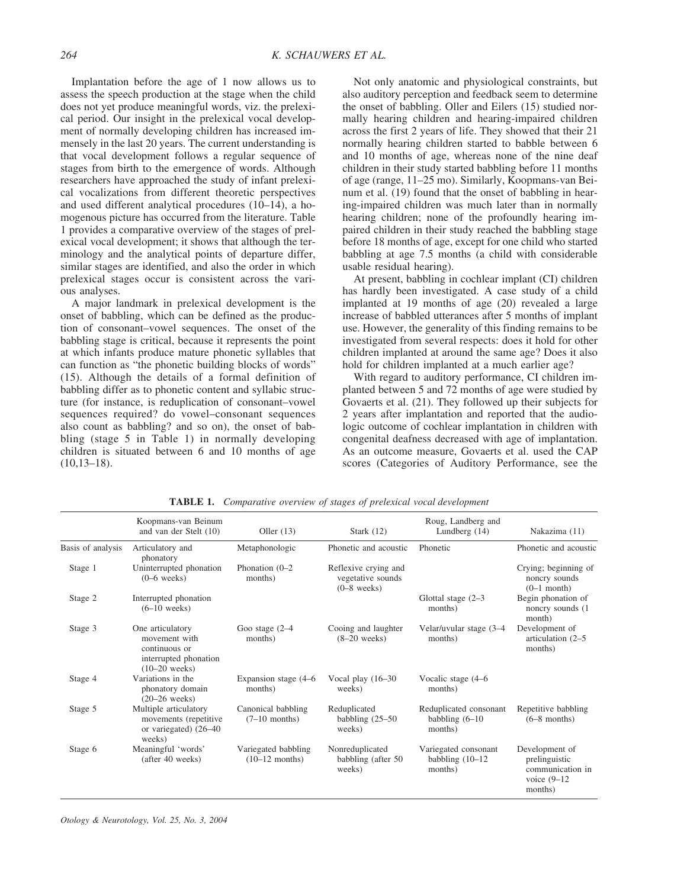Implantation before the age of 1 now allows us to assess the speech production at the stage when the child does not yet produce meaningful words, viz. the prelexical period. Our insight in the prelexical vocal development of normally developing children has increased immensely in the last 20 years. The current understanding is that vocal development follows a regular sequence of stages from birth to the emergence of words. Although researchers have approached the study of infant prelexical vocalizations from different theoretic perspectives and used different analytical procedures (10–14), a homogenous picture has occurred from the literature. Table 1 provides a comparative overview of the stages of prelexical vocal development; it shows that although the terminology and the analytical points of departure differ, similar stages are identified, and also the order in which prelexical stages occur is consistent across the various analyses.

A major landmark in prelexical development is the onset of babbling, which can be defined as the production of consonant–vowel sequences. The onset of the babbling stage is critical, because it represents the point at which infants produce mature phonetic syllables that can function as "the phonetic building blocks of words" (15). Although the details of a formal definition of babbling differ as to phonetic content and syllabic structure (for instance, is reduplication of consonant–vowel sequences required? do vowel–consonant sequences also count as babbling? and so on), the onset of babbling (stage 5 in Table 1) in normally developing children is situated between 6 and 10 months of age (10,13–18).

Not only anatomic and physiological constraints, but also auditory perception and feedback seem to determine the onset of babbling. Oller and Eilers (15) studied normally hearing children and hearing-impaired children across the first 2 years of life. They showed that their 21 normally hearing children started to babble between 6 and 10 months of age, whereas none of the nine deaf children in their study started babbling before 11 months of age (range, 11–25 mo). Similarly, Koopmans-van Beinum et al. (19) found that the onset of babbling in hearing-impaired children was much later than in normally hearing children; none of the profoundly hearing impaired children in their study reached the babbling stage before 18 months of age, except for one child who started babbling at age 7.5 months (a child with considerable usable residual hearing).

At present, babbling in cochlear implant (CI) children has hardly been investigated. A case study of a child implanted at 19 months of age (20) revealed a large increase of babbled utterances after 5 months of implant use. However, the generality of this finding remains to be investigated from several respects: does it hold for other children implanted at around the same age? Does it also hold for children implanted at a much earlier age?

With regard to auditory performance, CI children implanted between 5 and 72 months of age were studied by Govaerts et al. (21). They followed up their subjects for 2 years after implantation and reported that the audiologic outcome of cochlear implantation in children with congenital deafness decreased with age of implantation. As an outcome measure, Govaerts et al. used the CAP scores (Categories of Auditory Performance, see the

**TABLE 1.** *Comparative overview of stages of prelexical vocal development*

| | Koopmans-van Beinum and van der Stelt (10) | Oller (13) | Stark (12) | Roug, Landberg and Lundberg (14) | Nakazima (11) |
|---|---|---|---|---|---|
| Basis of analysis | Articulatory and phonatory | Metaphonologic | Phonetic and acoustic | Phonetic | Phonetic and acoustic |
| Stage 1 | Uninterrupted phonation (0–6 weeks) | Phonation (0–2 months) | Reflexive crying and vegetative sounds (0–8 weeks) | | Crying; beginning of noncry sounds (0–1 month) |
| Stage 2 | Interrupted phonation (6–10 weeks) | | | Glottal stage (2–3 months) | Begin phonation of noncry sounds (1 month) |
| Stage 3 | One articulatory movement with continuous or interrupted phonation (10–20 weeks) | Goo stage (2–4 months) | Cooing and laughter (8–20 weeks) | Velar/uvular stage (3–4 months) | Development of articulation (2–5 months) |
| Stage 4 | Variations in the phonatory domain (20–26 weeks) | Expansion stage (4–6 months) | Vocal play (16–30 weeks) | Vocalic stage (4–6 months) | |
| Stage 5 | Multiple articulatory movements (repetitive or variegated) (26–40 weeks) | Canonical babbling (7–10 months) | Reduplicated babbling (25–50 weeks) | Reduplicated consonant babbling (6–10 months) | Repetitive babbling (6–8 months) |
| Stage 6 | Meaningful 'words' (after 40 weeks) | Variegated babbling (10–12 months) | Nonreduplicated babbling (after 50 weeks) | Variegated consonant babbling (10–12 months) | Development of prelinguistic communication in voice (9–12 months) |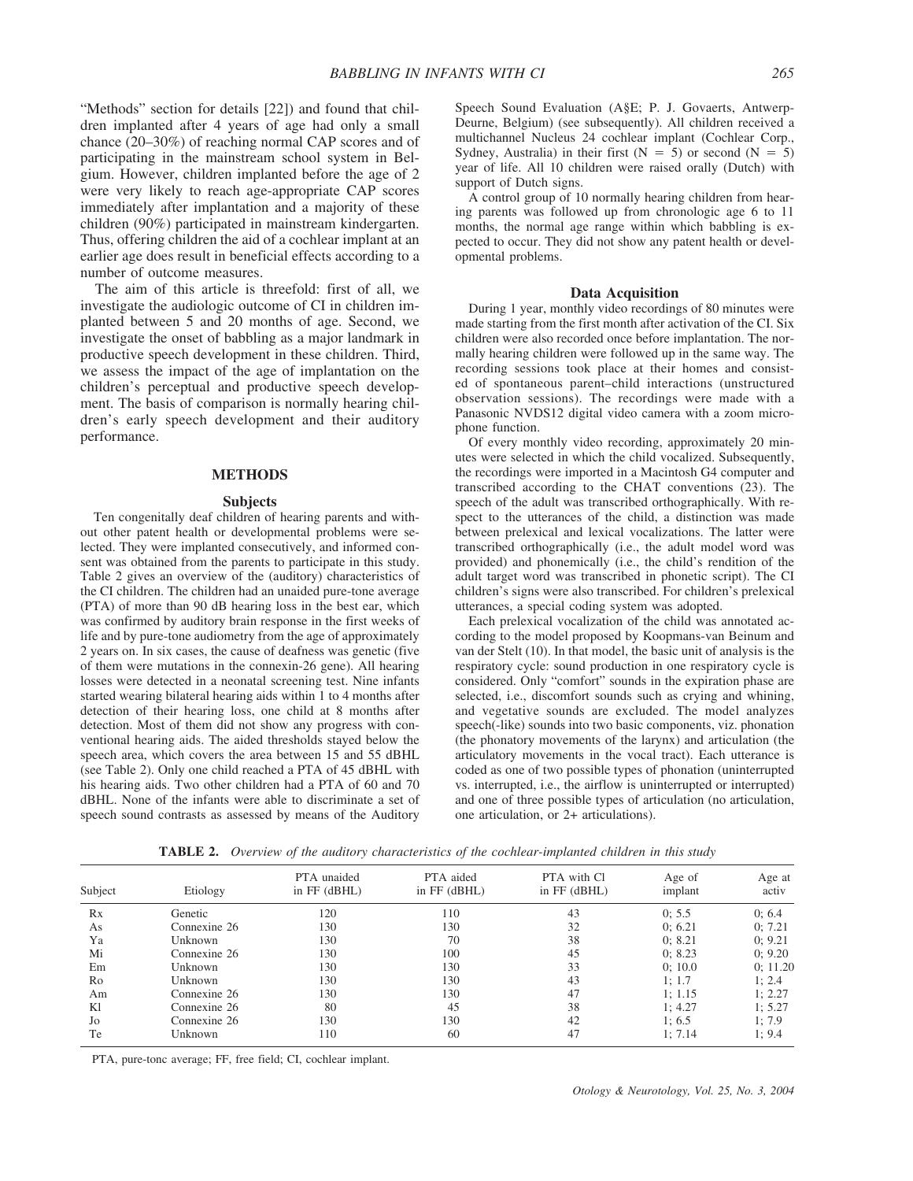"Methods" section for details [22]) and found that children implanted after 4 years of age had only a small chance (20–30%) of reaching normal CAP scores and of participating in the mainstream school system in Belgium. However, children implanted before the age of 2 were very likely to reach age-appropriate CAP scores immediately after implantation and a majority of these children (90%) participated in mainstream kindergarten. Thus, offering children the aid of a cochlear implant at an earlier age does result in beneficial effects according to a number of outcome measures.

The aim of this article is threefold: first of all, we investigate the audiologic outcome of CI in children implanted between 5 and 20 months of age. Second, we investigate the onset of babbling as a major landmark in productive speech development in these children. Third, we assess the impact of the age of implantation on the children's perceptual and productive speech development. The basis of comparison is normally hearing children's early speech development and their auditory performance.

## METHODS

### Subjects

Ten congenitally deaf children of hearing parents and without other patent health or developmental problems were selected. They were implanted consecutively, and informed consent was obtained from the parents to participate in this study. Table 2 gives an overview of the (auditory) characteristics of the CI children. The children had an unaided pure-tone average (PTA) of more than 90 dB hearing loss in the best ear, which was confirmed by auditory brain response in the first weeks of life and by pure-tone audiometry from the age of approximately 2 years on. In six cases, the cause of deafness was genetic (five of them were mutations in the connexin-26 gene). All hearing losses were detected in a neonatal screening test. Nine infants started wearing bilateral hearing aids within 1 to 4 months after detection of their hearing loss, one child at 8 months after detection. Most of them did not show any progress with conventional hearing aids. The aided thresholds stayed below the speech area, which covers the area between 15 and 55 dBHL (see Table 2). Only one child reached a PTA of 45 dBHL with his hearing aids. Two other children had a PTA of 60 and 70 dBHL. None of the infants were able to discriminate a set of speech sound contrasts as assessed by means of the Auditory Speech Sound Evaluation (A§E; P. J. Govaerts, Antwerp-Deurne, Belgium) (see subsequently). All children received a multichannel Nucleus 24 cochlear implant (Cochlear Corp., Sydney, Australia) in their first (N = 5) or second (N = 5) year of life. All 10 children were raised orally (Dutch) with support of Dutch signs.

A control group of 10 normally hearing children from hearing parents was followed up from chronologic age 6 to 11 months, the normal age range within which babbling is expected to occur. They did not show any patent health or developmental problems.

### Data Acquisition

During 1 year, monthly video recordings of 80 minutes were made starting from the first month after activation of the CI. Six children were also recorded once before implantation. The normally hearing children were followed up in the same way. The recording sessions took place at their homes and consisted of spontaneous parent–child interactions (unstructured observation sessions). The recordings were made with a Panasonic NVDS12 digital video camera with a zoom microphone function.

Of every monthly video recording, approximately 20 minutes were selected in which the child vocalized. Subsequently, the recordings were imported in a Macintosh G4 computer and transcribed according to the CHAT conventions (23). The speech of the adult was transcribed orthographically. With respect to the utterances of the child, a distinction was made between prelexical and lexical vocalizations. The latter were transcribed orthographically (i.e., the adult model word was provided) and phonemically (i.e., the child's rendition of the adult target word was transcribed in phonetic script). The CI children's signs were also transcribed. For children's prelexical utterances, a special coding system was adopted.

Each prelexical vocalization of the child was annotated according to the model proposed by Koopmans-van Beinum and van der Stelt (10). In that model, the basic unit of analysis is the respiratory cycle: sound production in one respiratory cycle is considered. Only "comfort" sounds in the expiration phase are selected, i.e., discomfort sounds such as crying and whining, and vegetative sounds are excluded. The model analyzes speech(-like) sounds into two basic components, viz. phonation (the phonatory movements of the larynx) and articulation (the articulatory movements in the vocal tract). Each utterance is coded as one of two possible types of phonation (uninterrupted vs. interrupted, i.e., the airflow is uninterrupted or interrupted) and one of three possible types of articulation (no articulation, one articulation, or 2+ articulations).

**TABLE 2.** *Overview of the auditory characteristics of the cochlear-implanted children in this study*

| Subject | Etiology | PTA unaided in FF (dBHL) | PTA aided in FF (dBHL) | PTA with Cl in FF (dBHL) | Age of implant | Age at activ |
|---|---|---|---|---|---|---|
| Rx | Genetic | 120 | 110 | 43 | 0; 5.5 | 0; 6.4 |
| As | Connexine 26 | 130 | 130 | 32 | 0; 6.21 | 0; 7.21 |
| Ya | Unknown | 130 | 70 | 38 | 0; 8.21 | 0; 9.21 |
| Mi | Connexine 26 | 130 | 100 | 45 | 0; 8.23 | 0; 9.20 |
| Em | Unknown | 130 | 130 | 33 | 0; 10.0 | 0; 11.20 |
| Ro | Unknown | 130 | 130 | 43 | 1; 1.7 | 1; 2.4 |
| Am | Connexine 26 | 130 | 130 | 47 | 1; 1.15 | 1; 2.27 |
| Kl | Connexine 26 | 80 | 45 | 38 | 1; 4.27 | 1; 5.27 |
| Jo | Connexine 26 | 130 | 130 | 42 | 1; 6.5 | 1; 7.9 |
| Te | Unknown | 110 | 60 | 47 | 1; 7.14 | 1; 9.4 |

PTA, pure-tonc average; FF, free field; CI, cochlear implant.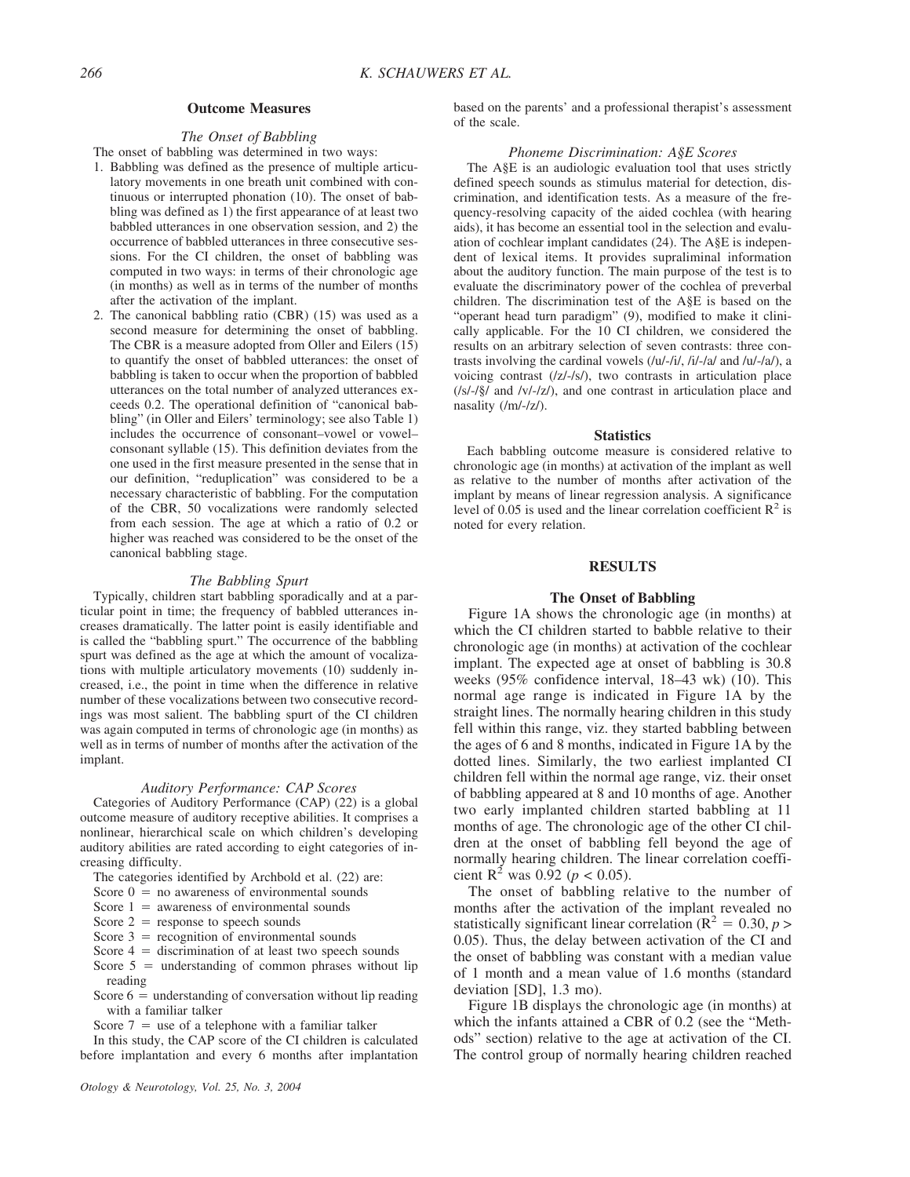## Outcome Measures

### *The Onset of Babbling*

The onset of babbling was determined in two ways:

1. Babbling was defined as the presence of multiple articulatory movements in one breath unit combined with continuous or interrupted phonation (10). The onset of babbling was defined as 1) the first appearance of at least two babbled utterances in one observation session, and 2) the occurrence of babbled utterances in three consecutive sessions. For the CI children, the onset of babbling was computed in two ways: in terms of their chronologic age (in months) as well as in terms of the number of months after the activation of the implant.
2. The canonical babbling ratio (CBR) (15) was used as a second measure for determining the onset of babbling. The CBR is a measure adopted from Oller and Eilers (15) to quantify the onset of babbled utterances: the onset of babbling is taken to occur when the proportion of babbled utterances on the total number of analyzed utterances exceeds 0.2. The operational definition of "canonical babbling" (in Oller and Eilers' terminology; see also Table 1) includes the occurrence of consonant–vowel or vowel–consonant syllable (15). This definition deviates from the one used in the first measure presented in the sense that in our definition, "reduplication" was considered to be a necessary characteristic of babbling. For the computation of the CBR, 50 vocalizations were randomly selected from each session. The age at which a ratio of 0.2 or higher was reached was considered to be the onset of the canonical babbling stage.

### *The Babbling Spurt*

Typically, children start babbling sporadically and at a particular point in time; the frequency of babbled utterances increases dramatically. The latter point is easily identifiable and is called the "babbling spurt." The occurrence of the babbling spurt was defined as the age at which the amount of vocalizations with multiple articulatory movements (10) suddenly increased, i.e., the point in time when the difference in relative number of these vocalizations between two consecutive recordings was most salient. The babbling spurt of the CI children was again computed in terms of chronologic age (in months) as well as in terms of number of months after the activation of the implant.

### *Auditory Performance: CAP Scores*

Categories of Auditory Performance (CAP) (22) is a global outcome measure of auditory receptive abilities. It comprises a nonlinear, hierarchical scale on which children's developing auditory abilities are rated according to eight categories of increasing difficulty.

The categories identified by Archbold et al. (22) are:

- Score 0 = no awareness of environmental sounds
- Score 1 = awareness of environmental sounds
- Score 2 = response to speech sounds
- Score 3 = recognition of environmental sounds
- Score 4 = discrimination of at least two speech sounds
- Score 5 = understanding of common phrases without lip reading
- Score 6 = understanding of conversation without lip reading with a familiar talker
- Score 7 = use of a telephone with a familiar talker

In this study, the CAP score of the CI children is calculated before implantation and every 6 months after implantation based on the parents' and a professional therapist's assessment of the scale.

### *Phoneme Discrimination: A§E Scores*

The A§E is an audiologic evaluation tool that uses strictly defined speech sounds as stimulus material for detection, discrimination, and identification tests. As a measure of the frequency-resolving capacity of the aided cochlea (with hearing aids), it has become an essential tool in the selection and evaluation of cochlear implant candidates (24). The A§E is independent of lexical items. It provides supraliminal information about the auditory function. The main purpose of the test is to evaluate the discriminatory power of the cochlea of preverbal children. The discrimination test of the A§E is based on the "operant head turn paradigm" (9), modified to make it clinically applicable. For the 10 CI children, we considered the results on an arbitrary selection of seven contrasts: three contrasts involving the cardinal vowels (/u/-/i/, /i/-/a/ and /u/-/a/), a voicing contrast (/z/-/s/), two contrasts in articulation place (/s/-/§/ and /v/-/z/), and one contrast in articulation place and nasality (/m/-/z/).

## Statistics

Each babbling outcome measure is considered relative to chronologic age (in months) at activation of the implant as well as relative to the number of months after activation of the implant by means of linear regression analysis. A significance level of 0.05 is used and the linear correlation coefficient $R^2$ is noted for every relation.

# RESULTS

## The Onset of Babbling

Figure 1A shows the chronologic age (in months) at which the CI children started to babble relative to their chronologic age (in months) at activation of the cochlear implant. The expected age at onset of babbling is 30.8 weeks (95% confidence interval, 18–43 wk) (10). This normal age range is indicated in Figure 1A by the straight lines. The normally hearing children in this study fell within this range, viz. they started babbling between the ages of 6 and 8 months, indicated in Figure 1A by the dotted lines. Similarly, the two earliest implanted CI children fell within the normal age range, viz. their onset of babbling appeared at 8 and 10 months of age. Another two early implanted children started babbling at 11 months of age. The chronologic age of the other CI children at the onset of babbling fell beyond the age of normally hearing children. The linear correlation coefficient $R^2$ was 0.92 ($p < 0.05$).

The onset of babbling relative to the number of months after the activation of the implant revealed no statistically significant linear correlation ($R^2 = 0.30$, $p > 0.05$). Thus, the delay between activation of the CI and the onset of babbling was constant with a median value of 1 month and a mean value of 1.6 months (standard deviation [SD], 1.3 mo).

Figure 1B displays the chronologic age (in months) at which the infants attained a CBR of 0.2 (see the "Methods" section) relative to the age at activation of the CI. The control group of normally hearing children reached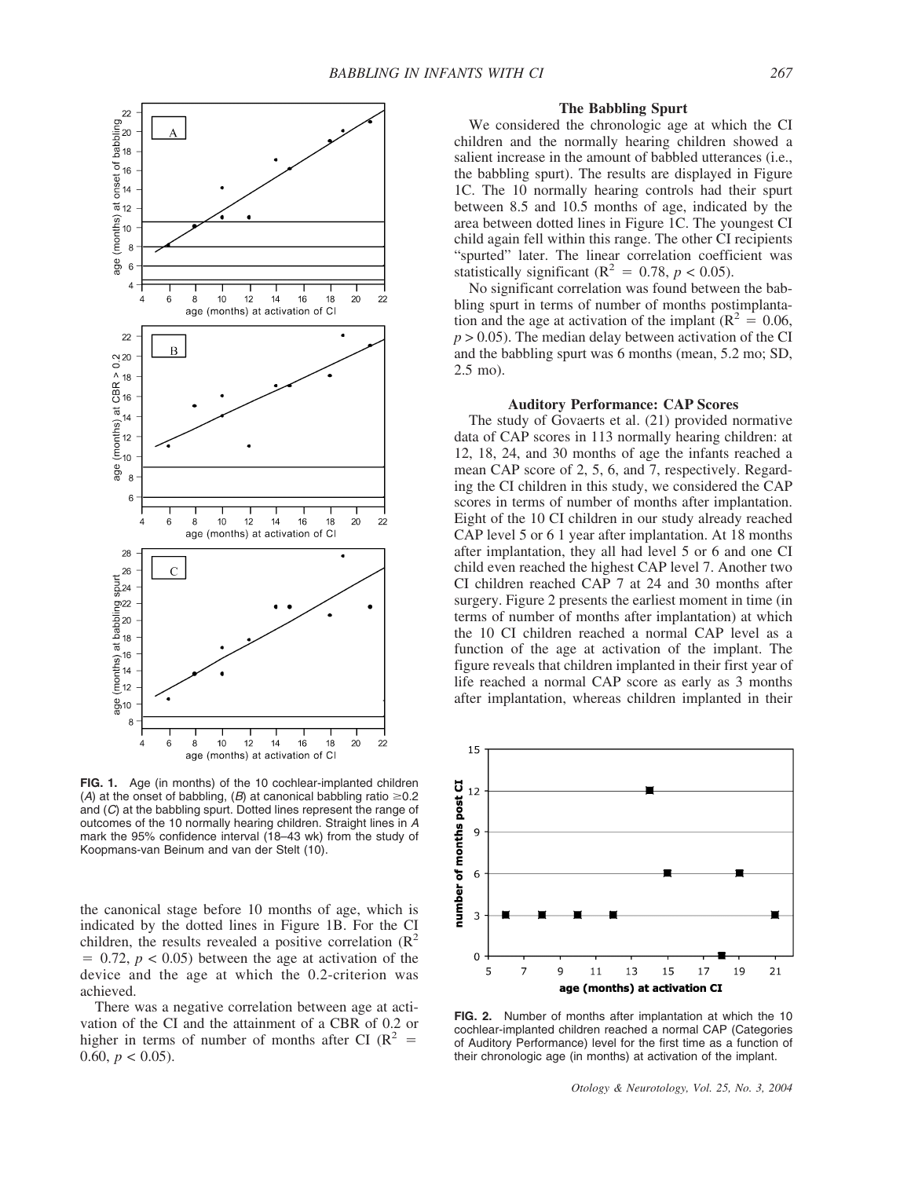FIG. 1. Age (in months) of the 10 cochlear-implanted children (*A*) at the onset of babbling, (*B*) at canonical babbling ratio ≥0.2 and (*C*) at the babbling spurt. Dotted lines represent the range of outcomes of the 10 normally hearing children. Straight lines in *A* mark the 95% confidence interval (18–43 wk) from the study of Koopmans-van Beinum and van der Stelt (10).

the canonical stage before 10 months of age, which is indicated by the dotted lines in Figure 1B. For the CI children, the results revealed a positive correlation ($R^2 = 0.72$, $p < 0.05$) between the age at activation of the device and the age at which the 0.2-criterion was achieved.

There was a negative correlation between age at activation of the CI and the attainment of a CBR of 0.2 or higher in terms of number of months after CI ($R^2 = 0.60$, $p < 0.05$).

### The Babbling Spurt

We considered the chronologic age at which the CI children and the normally hearing children showed a salient increase in the amount of babbled utterances (i.e., the babbling spurt). The results are displayed in Figure 1C. The 10 normally hearing controls had their spurt between 8.5 and 10.5 months of age, indicated by the area between dotted lines in Figure 1C. The youngest CI child again fell within this range. The other CI recipients "spurted" later. The linear correlation coefficient was statistically significant ($R^2 = 0.78$, $p < 0.05$).

No significant correlation was found between the babbling spurt in terms of number of months postimplantation and the age at activation of the implant ($R^2 = 0.06$, $p > 0.05$). The median delay between activation of the CI and the babbling spurt was 6 months (mean, 5.2 mo; SD, 2.5 mo).

### Auditory Performance: CAP Scores

The study of Govaerts et al. (21) provided normative data of CAP scores in 113 normally hearing children: at 12, 18, 24, and 30 months of age the infants reached a mean CAP score of 2, 5, 6, and 7, respectively. Regarding the CI children in this study, we considered the CAP scores in terms of number of months after implantation. Eight of the 10 CI children in our study already reached CAP level 5 or 6 1 year after implantation. At 18 months after implantation, they all had level 5 or 6 and one CI child even reached the highest CAP level 7. Another two CI children reached CAP 7 at 24 and 30 months after surgery. Figure 2 presents the earliest moment in time (in terms of number of months after implantation) at which the 10 CI children reached a normal CAP level as a function of the age at activation of the implant. The figure reveals that children implanted in their first year of life reached a normal CAP score as early as 3 months after implantation, whereas children implanted in their

FIG. 2. Number of months after implantation at which the 10 cochlear-implanted children reached a normal CAP (Categories of Auditory Performance) level for the first time as a function of their chronologic age (in months) at activation of the implant.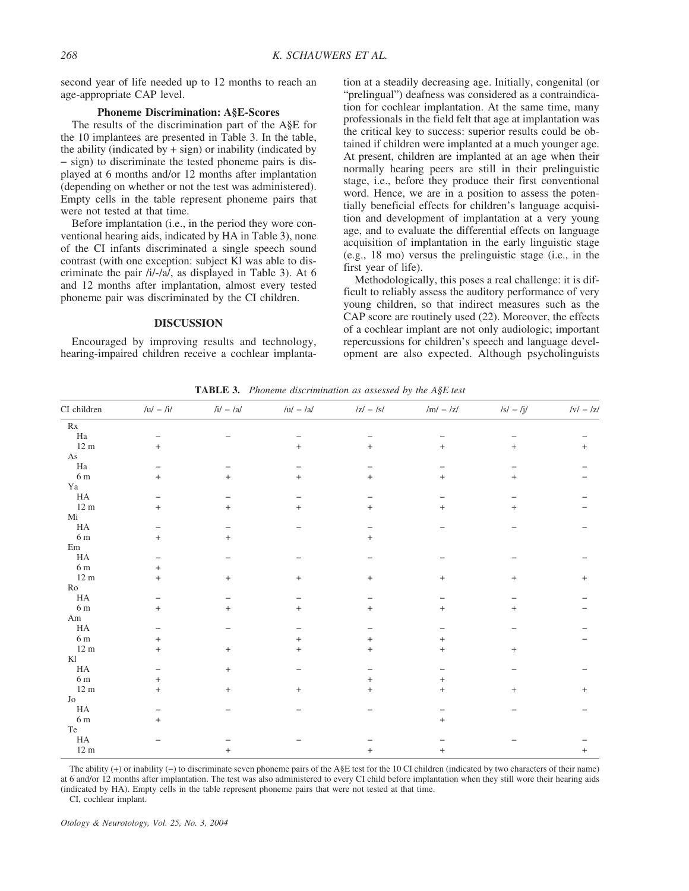second year of life needed up to 12 months to reach an age-appropriate CAP level.

### Phoneme Discrimination: A§E-Scores

The results of the discrimination part of the A§E for the 10 implantees are presented in Table 3. In the table, the ability (indicated by + sign) or inability (indicated by − sign) to discriminate the tested phoneme pairs is displayed at 6 months and/or 12 months after implantation (depending on whether or not the test was administered). Empty cells in the table represent phoneme pairs that were not tested at that time.

Before implantation (i.e., in the period they wore conventional hearing aids, indicated by HA in Table 3), none of the CI infants discriminated a single speech sound contrast (with one exception: subject Kl was able to discriminate the pair /i/-/a/, as displayed in Table 3). At 6 and 12 months after implantation, almost every tested phoneme pair was discriminated by the CI children.

## DISCUSSION

Encouraged by improving results and technology, hearing-impaired children receive a cochlear implantation at a steadily decreasing age. Initially, congenital (or "prelingual") deafness was considered as a contraindication for cochlear implantation. At the same time, many professionals in the field felt that age at implantation was the critical key to success: superior results could be obtained if children were implanted at a much younger age. At present, children are implanted at an age when their normally hearing peers are still in their prelinguistic stage, i.e., before they produce their first conventional word. Hence, we are in a position to assess the potentially beneficial effects for children's language acquisition and development of implantation at a very young age, and to evaluate the differential effects on language acquisition of implantation in the early linguistic stage (e.g., 18 mo) versus the prelinguistic stage (i.e., in the first year of life).

Methodologically, this poses a real challenge: it is difficult to reliably assess the auditory performance of very young children, so that indirect measures such as the CAP score are routinely used (22). Moreover, the effects of a cochlear implant are not only audiologic; important repercussions for children's speech and language development are also expected. Although psycholinguists

**TABLE 3.** *Phoneme discrimination as assessed by the A§E test*

| CI children | /u/ − /i/ | /i/ − /a/ | /u/ − /a/ | /z/ − /s/ | /m/ − /z/ | /s/ − /ʃ/ | /v/ − /z/ |
|---|---|---|---|---|---|---|---|
| Rx | | | | | | | |
| Ha | − | − | − | − | − | − | − |
| 12 m | + | | + | + | + | + | + |
| As | | | | | | | |
| Ha | − | − | − | − | − | − | − |
| 6 m | + | + | + | + | + | + | − |
| Ya | | | | | | | |
| HA | − | − | − | − | − | − | − |
| 12 m | + | + | + | + | + | + | − |
| Mi | | | | | | | |
| HA | − | − | − | − | − | − | − |
| 6 m | + | + | | + | | | |
| Em | | | | | | | |
| HA | − | − | − | − | − | − | − |
| 6 m | + | | | | | | |
| 12 m | + | + | + | + | + | + | + |
| Ro | | | | | | | |
| HA | − | − | − | − | − | − | − |
| 6 m | + | + | + | + | + | + | − |
| Am | | | | | | | |
| HA | − | − | − | − | − | − | − |
| 6 m | + | | + | + | + | | − |
| 12 m | + | + | + | + | + | + | |
| Kl | | | | | | | |
| HA | − | + | − | − | − | − | − |
| 6 m | + | | | + | + | | |
| 12 m | + | + | + | + | + | + | + |
| Jo | | | | | | | |
| HA | − | − | − | − | − | − | − |
| 6 m | + | | | | + | | |
| Te | | | | | | | |
| HA | − | − | − | − | − | − | − |
| 12 m | | + | | + | + | | + |

The ability (+) or inability (−) to discriminate seven phoneme pairs of the A§E test for the 10 CI children (indicated by two characters of their name) at 6 and/or 12 months after implantation. The test was also administered to every CI child before implantation when they still wore their hearing aids (indicated by HA). Empty cells in the table represent phoneme pairs that were not tested at that time.

CI, cochlear implant.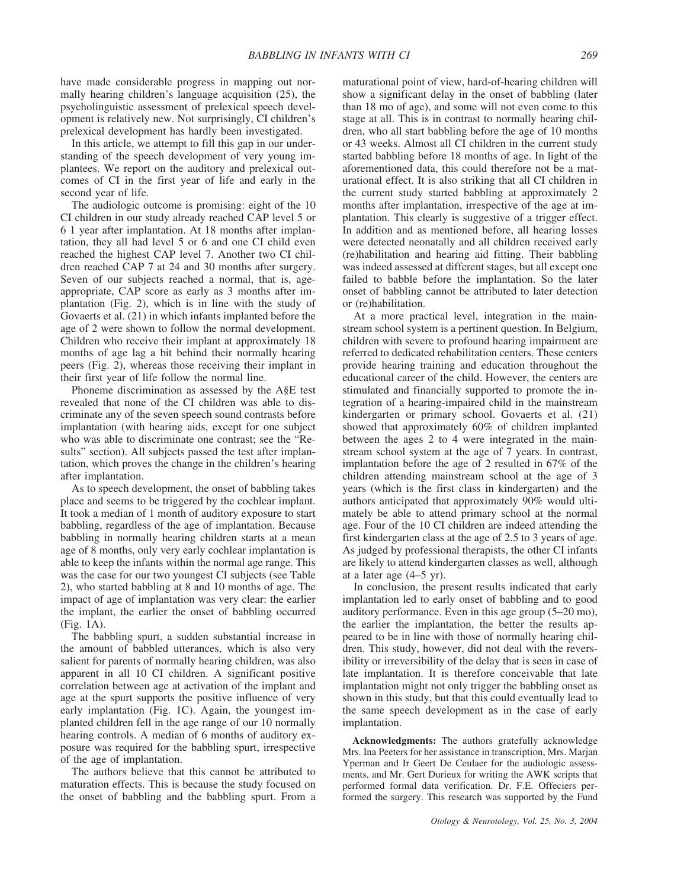have made considerable progress in mapping out normally hearing children's language acquisition (25), the psycholinguistic assessment of prelexical speech development is relatively new. Not surprisingly, CI children's prelexical development has hardly been investigated.

In this article, we attempt to fill this gap in our understanding of the speech development of very young implantees. We report on the auditory and prelexical outcomes of CI in the first year of life and early in the second year of life.

The audiologic outcome is promising: eight of the 10 CI children in our study already reached CAP level 5 or 6 1 year after implantation. At 18 months after implantation, they all had level 5 or 6 and one CI child even reached the highest CAP level 7. Another two CI children reached CAP 7 at 24 and 30 months after surgery. Seven of our subjects reached a normal, that is, age-appropriate, CAP score as early as 3 months after implantation (Fig. 2), which is in line with the study of Govaerts et al. (21) in which infants implanted before the age of 2 were shown to follow the normal development. Children who receive their implant at approximately 18 months of age lag a bit behind their normally hearing peers (Fig. 2), whereas those receiving their implant in their first year of life follow the normal line.

Phoneme discrimination as assessed by the A§E test revealed that none of the CI children was able to discriminate any of the seven speech sound contrasts before implantation (with hearing aids, except for one subject who was able to discriminate one contrast; see the "Results" section). All subjects passed the test after implantation, which proves the change in the children's hearing after implantation.

As to speech development, the onset of babbling takes place and seems to be triggered by the cochlear implant. It took a median of 1 month of auditory exposure to start babbling, regardless of the age of implantation. Because babbling in normally hearing children starts at a mean age of 8 months, only very early cochlear implantation is able to keep the infants within the normal age range. This was the case for our two youngest CI subjects (see Table 2), who started babbling at 8 and 10 months of age. The impact of age of implantation was very clear: the earlier the implant, the earlier the onset of babbling occurred (Fig. 1A).

The babbling spurt, a sudden substantial increase in the amount of babbled utterances, which is also very salient for parents of normally hearing children, was also apparent in all 10 CI children. A significant positive correlation between age at activation of the implant and age at the spurt supports the positive influence of very early implantation (Fig. 1C). Again, the youngest implanted children fell in the age range of our 10 normally hearing controls. A median of 6 months of auditory exposure was required for the babbling spurt, irrespective of the age of implantation.

The authors believe that this cannot be attributed to maturation effects. This is because the study focused on the onset of babbling and the babbling spurt. From a maturational point of view, hard-of-hearing children will show a significant delay in the onset of babbling (later than 18 mo of age), and some will not even come to this stage at all. This is in contrast to normally hearing children, who all start babbling before the age of 10 months or 43 weeks. Almost all CI children in the current study started babbling before 18 months of age. In light of the aforementioned data, this could therefore not be a maturational effect. It is also striking that all CI children in the current study started babbling at approximately 2 months after implantation, irrespective of the age at implantation. This clearly is suggestive of a trigger effect. In addition and as mentioned before, all hearing losses were detected neonatally and all children received early (re)habilitation and hearing aid fitting. Their babbling was indeed assessed at different stages, but all except one failed to babble before the implantation. So the later onset of babbling cannot be attributed to later detection or (re)habilitation.

At a more practical level, integration in the mainstream school system is a pertinent question. In Belgium, children with severe to profound hearing impairment are referred to dedicated rehabilitation centers. These centers provide hearing training and education throughout the educational career of the child. However, the centers are stimulated and financially supported to promote the integration of a hearing-impaired child in the mainstream kindergarten or primary school. Govaerts et al. (21) showed that approximately 60% of children implanted between the ages 2 to 4 were integrated in the mainstream school system at the age of 7 years. In contrast, implantation before the age of 2 resulted in 67% of the children attending mainstream school at the age of 3 years (which is the first class in kindergarten) and the authors anticipated that approximately 90% would ultimately be able to attend primary school at the normal age. Four of the 10 CI children are indeed attending the first kindergarten class at the age of 2.5 to 3 years of age. As judged by professional therapists, the other CI infants are likely to attend kindergarten classes as well, although at a later age (4–5 yr).

In conclusion, the present results indicated that early implantation led to early onset of babbling and to good auditory performance. Even in this age group (5–20 mo), the earlier the implantation, the better the results appeared to be in line with those of normally hearing children. This study, however, did not deal with the reversibility or irreversibility of the delay that is seen in case of late implantation. It is therefore conceivable that late implantation might not only trigger the babbling onset as shown in this study, but that this could eventually lead to the same speech development as in the case of early implantation.

**Acknowledgments:** The authors gratefully acknowledge Mrs. Ina Peeters for her assistance in transcription, Mrs. Marjan Yperman and Ir Geert De Ceulaer for the audiologic assessments, and Mr. Gert Durieux for writing the AWK scripts that performed formal data verification. Dr. F.E. Offeciers performed the surgery. This research was supported by the Fund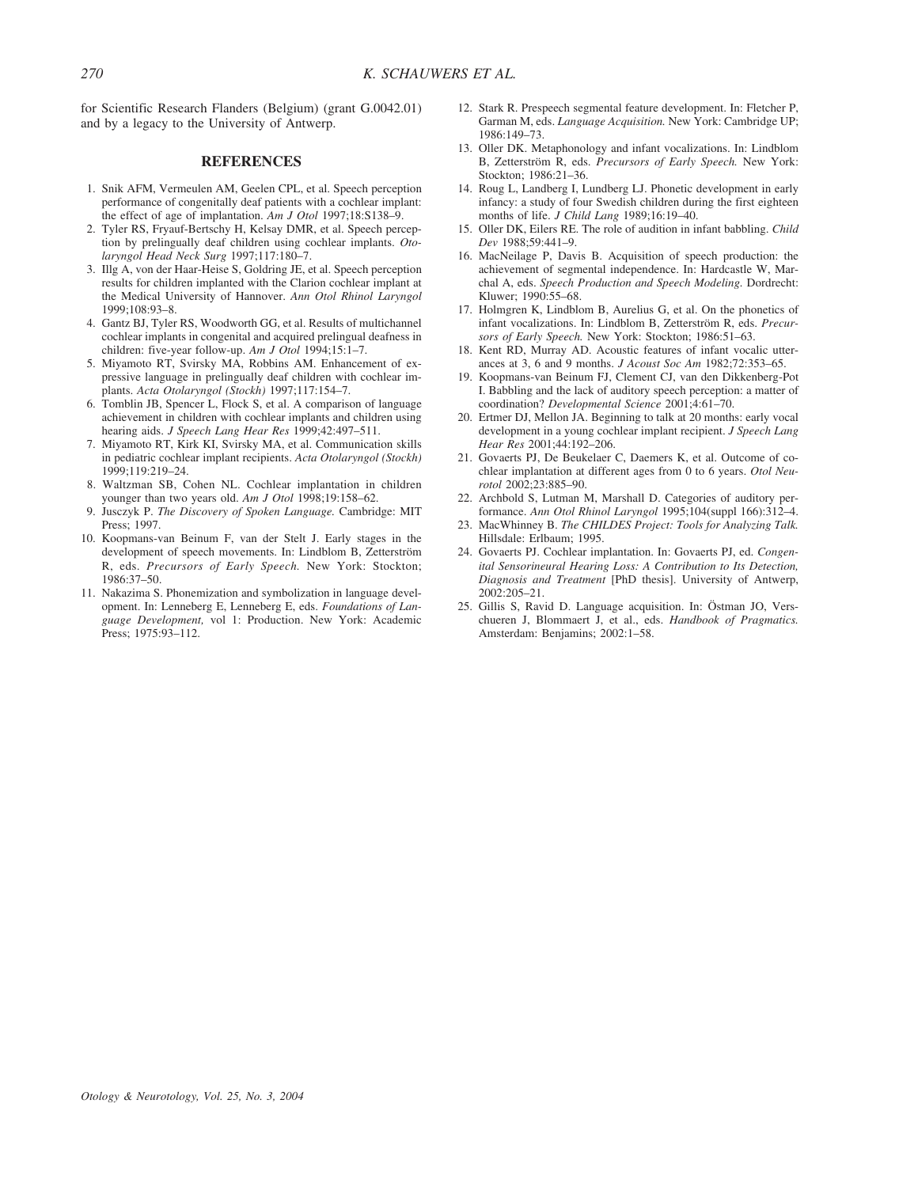for Scientific Research Flanders (Belgium) (grant G.0042.01) and by a legacy to the University of Antwerp.

## REFERENCES

1. Snik AFM, Vermeulen AM, Geelen CPL, et al. Speech perception performance of congenitally deaf patients with a cochlear implant: the effect of age of implantation. *Am J Otol* 1997;18:S138–9.
2. Tyler RS, Fryauf-Bertschy H, Kelsay DMR, et al. Speech perception by prelingually deaf children using cochlear implants. *Otolaryngol Head Neck Surg* 1997;117:180–7.
3. Illg A, von der Haar-Heise S, Goldring JE, et al. Speech perception results for children implanted with the Clarion cochlear implant at the Medical University of Hannover. *Ann Otol Rhinol Laryngol* 1999;108:93–8.
4. Gantz BJ, Tyler RS, Woodworth GG, et al. Results of multichannel cochlear implants in congenital and acquired prelingual deafness in children: five-year follow-up. *Am J Otol* 1994;15:1–7.
5. Miyamoto RT, Svirsky MA, Robbins AM. Enhancement of expressive language in prelingually deaf children with cochlear implants. *Acta Otolaryngol (Stockh)* 1997;117:154–7.
6. Tomblin JB, Spencer L, Flock S, et al. A comparison of language achievement in children with cochlear implants and children using hearing aids. *J Speech Lang Hear Res* 1999;42:497–511.
7. Miyamoto RT, Kirk KI, Svirsky MA, et al. Communication skills in pediatric cochlear implant recipients. *Acta Otolaryngol (Stockh)* 1999;119:219–24.
8. Waltzman SB, Cohen NL. Cochlear implantation in children younger than two years old. *Am J Otol* 1998;19:158–62.
9. Jusczyk P. *The Discovery of Spoken Language.* Cambridge: MIT Press; 1997.
10. Koopmans-van Beinum F, van der Stelt J. Early stages in the development of speech movements. In: Lindblom B, Zetterström R, eds. *Precursors of Early Speech.* New York: Stockton; 1986:37–50.
11. Nakazima S. Phonemization and symbolization in language development. In: Lenneberg E, Lenneberg E, eds. *Foundations of Language Development,* vol 1: Production. New York: Academic Press; 1975:93–112.
12. Stark R. Prespeech segmental feature development. In: Fletcher P, Garman M, eds. *Language Acquisition.* New York: Cambridge UP; 1986:149–73.
13. Oller DK. Metaphonology and infant vocalizations. In: Lindblom B, Zetterström R, eds. *Precursors of Early Speech.* New York: Stockton; 1986:21–36.
14. Roug L, Landberg I, Lundberg LJ. Phonetic development in early infancy: a study of four Swedish children during the first eighteen months of life. *J Child Lang* 1989;16:19–40.
15. Oller DK, Eilers RE. The role of audition in infant babbling. *Child Dev* 1988;59:441–9.
16. MacNeilage P, Davis B. Acquisition of speech production: the achievement of segmental independence. In: Hardcastle W, Marchal A, eds. *Speech Production and Speech Modeling.* Dordrecht: Kluwer; 1990:55–68.
17. Holmgren K, Lindblom B, Aurelius G, et al. On the phonetics of infant vocalizations. In: Lindblom B, Zetterström R, eds. *Precursors of Early Speech.* New York: Stockton; 1986:51–63.
18. Kent RD, Murray AD. Acoustic features of infant vocalic utterances at 3, 6 and 9 months. *J Acoust Soc Am* 1982;72:353–65.
19. Koopmans-van Beinum FJ, Clement CJ, van den Dikkenberg-Pot I. Babbling and the lack of auditory speech perception: a matter of coordination? *Developmental Science* 2001;4:61–70.
20. Ertmer DJ, Mellon JA. Beginning to talk at 20 months: early vocal development in a young cochlear implant recipient. *J Speech Lang Hear Res* 2001;44:192–206.
21. Govaerts PJ, De Beukelaer C, Daemers K, et al. Outcome of cochlear implantation at different ages from 0 to 6 years. *Otol Neurotol* 2002;23:885–90.
22. Archbold S, Lutman M, Marshall D. Categories of auditory performance. *Ann Otol Rhinol Laryngol* 1995;104(suppl 166):312–4.
23. MacWhinney B. *The CHILDES Project: Tools for Analyzing Talk.* Hillsdale: Erlbaum; 1995.
24. Govaerts PJ. Cochlear implantation. In: Govaerts PJ, ed. *Congenital Sensorineural Hearing Loss: A Contribution to Its Detection, Diagnosis and Treatment* [PhD thesis]. University of Antwerp, 2002:205–21.
25. Gillis S, Ravid D. Language acquisition. In: Östman JO, Verschueren J, Blommaert J, et al., eds. *Handbook of Pragmatics.* Amsterdam: Benjamins; 2002:1–58.